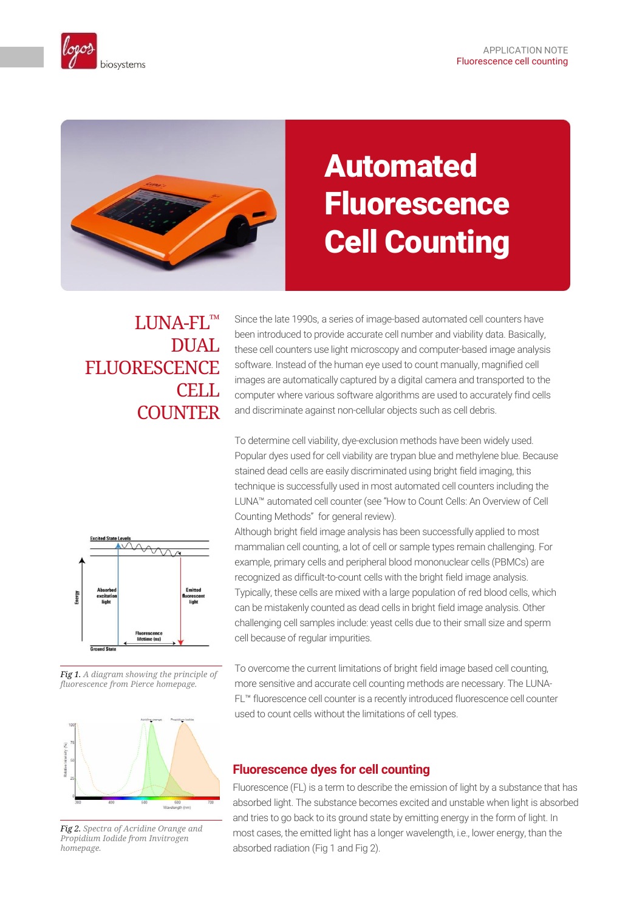# Automated Fluorescence Cell Counting

## LUNA-FL™ DUAL FLUORESCENCE CELL COUNTER

Since the late 1990s, a series of image-based automated cell counters have been introduced to provide accurate cell number and viability data. Basically, these cell counters use light microscopy and computer-based image analysis software. Instead of the human eye used to count manually, magnified cell images are automatically captured by a digital camera and transported to the computer where various software algorithms are used to accurately find cells and discriminate against non-cellular objects such as cell debris.

To determine cell viability, dye-exclusion methods have been widely used. Popular dyes used for cell viability are trypan blue and methylene blue. Because stained dead cells are easily discriminated using bright field imaging, this technique is successfully used in most automated cell counters including the LUNA™ automated cell counter (see "How to Count Cells: An Overview of Cell Counting Methods" for general review).

Although bright field image analysis has been successfully applied to most mammalian cell counting, a lot of cell or sample types remain challenging. For example, primary cells and peripheral blood mononuclear cells (PBMCs) are recognized as difficult-to-count cells with the bright field image analysis. Typically, these cells are mixed with a large population of red blood cells, which can be mistakenly counted as dead cells in bright field image analysis. Other challenging cell samples include: yeast cells due to their small size and sperm cell because of regular impurities.

To overcome the current limitations of bright field image based cell counting, more sensitive and accurate cell counting methods are necessary. The LUNA-FL™ fluorescence cell counter is a recently introduced fluorescence cell counter used to count cells without the limitations of cell types.

*Fig 1. A diagram showing the principle of fluorescence from Pierce homepage.*

*Fig 2. Spectra of Acridine Orange and Propidium Iodide from Invitrogen homepage.*

## Fluorescence dyes for cell counting

Fluorescence (FL) is a term to describe the emission of light by a substance that has absorbed light. The substance becomes excited and unstable when light is absorbed and tries to go back to its ground state by emitting energy in the form of light. In most cases, the emitted light has a longer wavelength, i.e., lower energy, than the absorbed radiation (Fig 1 and Fig 2).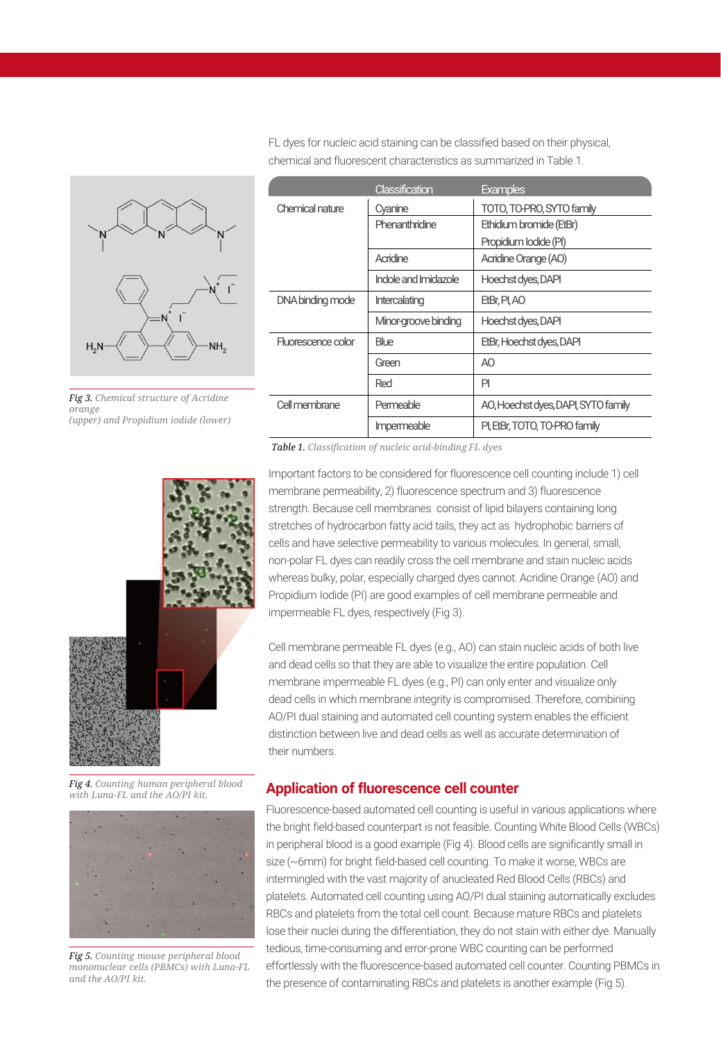FL dyes for nucleic acid staining can be classified based on their physical, chemical and fluorescent characteristics as summarized in Table 1.

| | Classification | Examples |
|---|---|---|
| Chemical nature | Cyanine | TOTO, TO-PRO, SYTO family |
| | Phenanthridine | Ethidium bromide (EtBr) Propidium Iodide (PI) |
| | Acridine | Acridine Orange (AO) |
| | Indole and Imidazole | Hoechst dyes, DAPI |
| DNA binding mode | Intercalating | EtBr, PI, AO |
| | Minor-groove binding | Hoechst dyes, DAPI |
| Fluorescence color | Blue | EtBr, Hoechst dyes, DAPI |
| | Green | AO |
| | Red | PI |
| Cell membrane | Permeable | AO, Hoechst dyes, DAPI, SYTO family |
| | Impermeable | PI, EtBr, TOTO, TO-PRO family |

*Table 1. Classification of nucleic acid-binding FL dyes*

*Fig 3. Chemical structure of Acridine orange (upper) and Propidium iodide (lower)*

Important factors to be considered for fluorescence cell counting include 1) cell membrane permeability, 2) fluorescence spectrum and 3) fluorescence strength. Because cell membranes consist of lipid bilayers containing long stretches of hydrocarbon fatty acid tails, they act as hydrophobic barriers of cells and have selective permeability to various molecules. In general, small, non-polar FL dyes can readily cross the cell membrane and stain nucleic acids whereas bulky, polar, especially charged dyes cannot. Acridine Orange (AO) and Propidium Iodide (PI) are good examples of cell membrane permeable and impermeable FL dyes, respectively (Fig 3).

Cell membrane permeable FL dyes (e.g., AO) can stain nucleic acids of both live and dead cells so that they are able to visualize the entire population. Cell membrane impermeable FL dyes (e.g., PI) can only enter and visualize only dead cells in which membrane integrity is compromised. Therefore, combining AO/PI dual staining and automated cell counting system enables the efficient distinction between live and dead cells as well as accurate determination of their numbers.

*Fig 4. Counting human peripheral blood with Luna-FL and the AO/PI kit.*

## Application of fluorescence cell counter

Fluorescence-based automated cell counting is useful in various applications where the bright field-based counterpart is not feasible. Counting White Blood Cells (WBCs) in peripheral blood is a good example (Fig 4). Blood cells are significantly small in size (~6mm) for bright field-based cell counting. To make it worse, WBCs are intermingled with the vast majority of anucleated Red Blood Cells (RBCs) and platelets. Automated cell counting using AO/PI dual staining automatically excludes RBCs and platelets from the total cell count. Because mature RBCs and platelets lose their nuclei during the differentiation, they do not stain with either dye. Manually tedious, time-consuming and error-prone WBC counting can be performed effortlessly with the fluorescence-based automated cell counter. Counting PBMCs in the presence of contaminating RBCs and platelets is another example (Fig 5).

*Fig 5. Counting mouse peripheral blood mononuclear cells (PBMCs) with Luna-FL and the AO/PI kit.*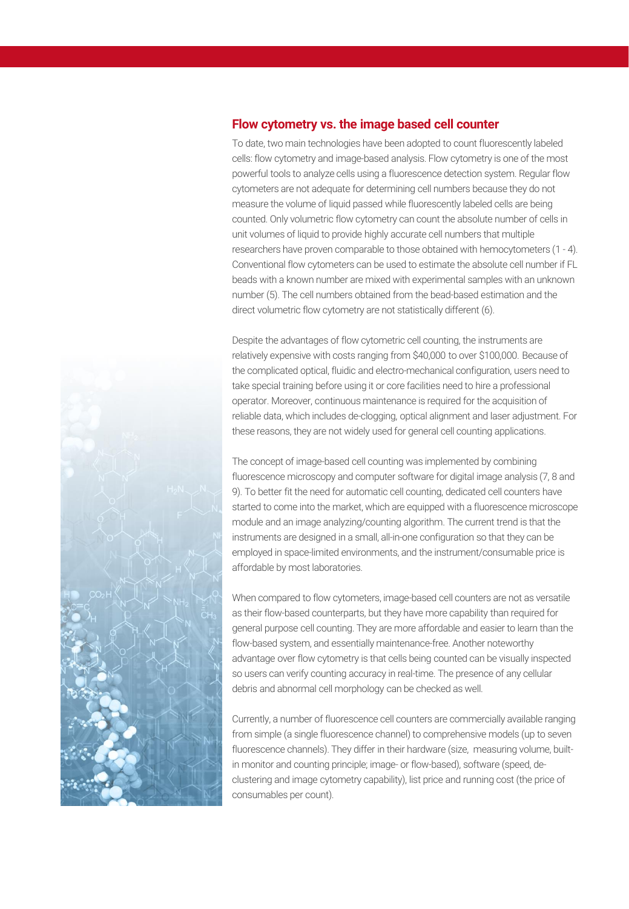## Flow cytometry vs. the image based cell counter

To date, two main technologies have been adopted to count fluorescently labeled cells: flow cytometry and image-based analysis. Flow cytometry is one of the most powerful tools to analyze cells using a fluorescence detection system. Regular flow cytometers are not adequate for determining cell numbers because they do not measure the volume of liquid passed while fluorescently labeled cells are being counted. Only volumetric flow cytometry can count the absolute number of cells in unit volumes of liquid to provide highly accurate cell numbers that multiple researchers have proven comparable to those obtained with hemocytometers (1 - 4). Conventional flow cytometers can be used to estimate the absolute cell number if FL beads with a known number are mixed with experimental samples with an unknown number (5). The cell numbers obtained from the bead-based estimation and the direct volumetric flow cytometry are not statistically different (6).

Despite the advantages of flow cytometric cell counting, the instruments are relatively expensive with costs ranging from $40,000 to over $100,000. Because of the complicated optical, fluidic and electro-mechanical configuration, users need to take special training before using it or core facilities need to hire a professional operator. Moreover, continuous maintenance is required for the acquisition of reliable data, which includes de-clogging, optical alignment and laser adjustment. For these reasons, they are not widely used for general cell counting applications.

The concept of image-based cell counting was implemented by combining fluorescence microscopy and computer software for digital image analysis (7, 8 and 9). To better fit the need for automatic cell counting, dedicated cell counters have started to come into the market, which are equipped with a fluorescence microscope module and an image analyzing/counting algorithm. The current trend is that the instruments are designed in a small, all-in-one configuration so that they can be employed in space-limited environments, and the instrument/consumable price is affordable by most laboratories.

When compared to flow cytometers, image-based cell counters are not as versatile as their flow-based counterparts, but they have more capability than required for general purpose cell counting. They are more affordable and easier to learn than the flow-based system, and essentially maintenance-free. Another noteworthy advantage over flow cytometry is that cells being counted can be visually inspected so users can verify counting accuracy in real-time. The presence of any cellular debris and abnormal cell morphology can be checked as well.

Currently, a number of fluorescence cell counters are commercially available ranging from simple (a single fluorescence channel) to comprehensive models (up to seven fluorescence channels). They differ in their hardware (size, measuring volume, built-in monitor and counting principle; image- or flow-based), software (speed, de-clustering and image cytometry capability), list price and running cost (the price of consumables per count).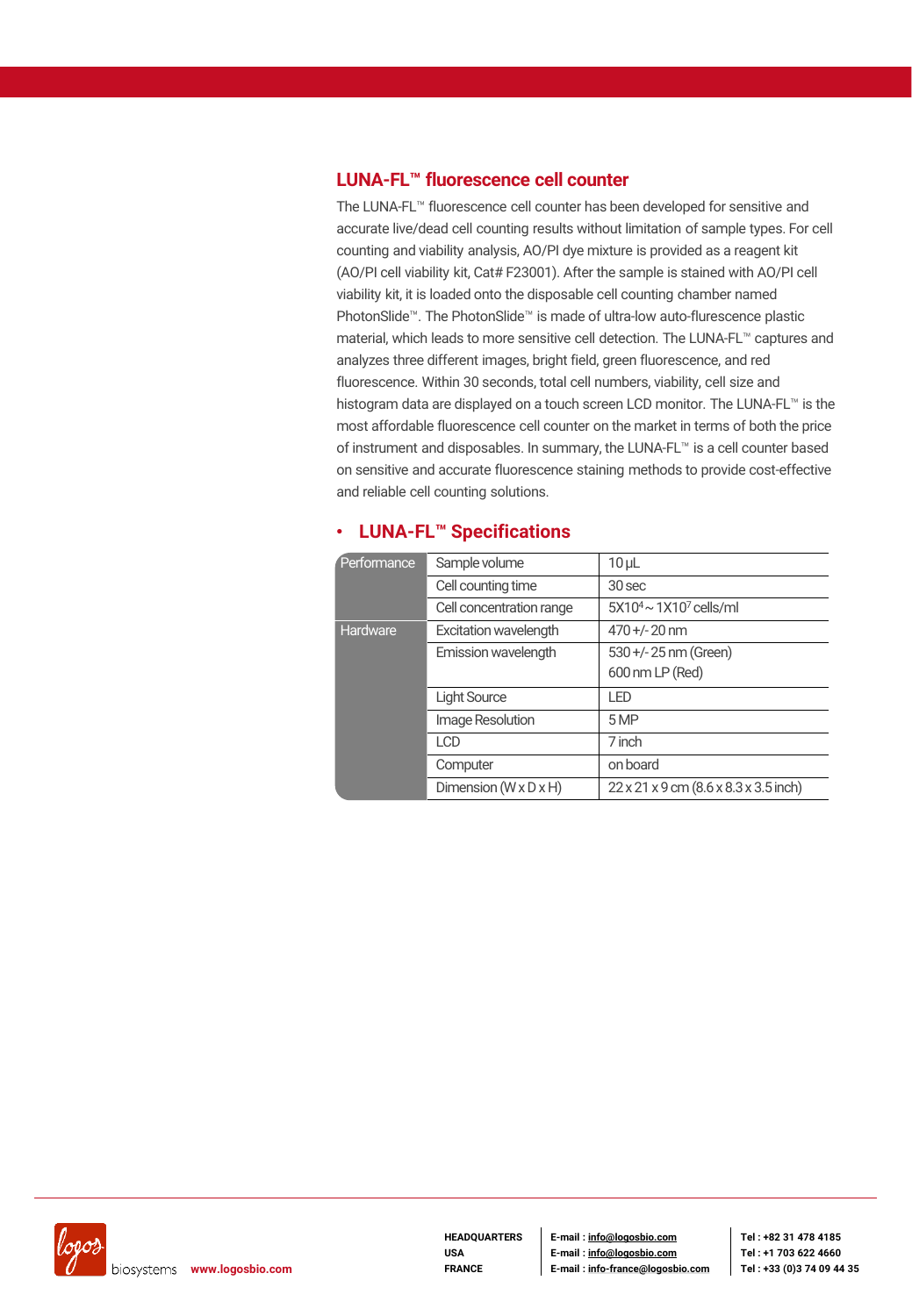## LUNA-FL™ fluorescence cell counter

The LUNA-FL™ fluorescence cell counter has been developed for sensitive and accurate live/dead cell counting results without limitation of sample types. For cell counting and viability analysis, AO/PI dye mixture is provided as a reagent kit (AO/PI cell viability kit, Cat# F23001). After the sample is stained with AO/PI cell viability kit, it is loaded onto the disposable cell counting chamber named PhotonSlide™. The PhotonSlide™ is made of ultra-low auto-flurescence plastic material, which leads to more sensitive cell detection. The LUNA-FL™ captures and analyzes three different images, bright field, green fluorescence, and red fluorescence. Within 30 seconds, total cell numbers, viability, cell size and histogram data are displayed on a touch screen LCD monitor. The LUNA-FL™ is the most affordable fluorescence cell counter on the market in terms of both the price of instrument and disposables. In summary, the LUNA-FL™ is a cell counter based on sensitive and accurate fluorescence staining methods to provide cost-effective and reliable cell counting solutions.

- ## LUNA-FL™ Specifications

| | | |
|---|---|---|
| Performance | Sample volume | 10 µL |
| | Cell counting time | 30 sec |
| | Cell concentration range | $5X10^4 \sim 1X10^7$ cells/ml |
| Hardware | Excitation wavelength | 470 +/- 20 nm |
| | Emission wavelength | 530 +/- 25 nm (Green)<br>600 nm LP (Red) |
| | Light Source | LED |
| | Image Resolution | 5 MP |
| | LCD | 7 inch |
| | Computer | on board |
| | Dimension (W x D x H) | 22 x 21 x 9 cm (8.6 x 8.3 x 3.5 inch) |

logos biosystems www.logosbio.com

| | | |
|---|---|---|
| HEADQUARTERS | E-mail : info@logosbio.com | Tel : +82 31 478 4185 |
| USA | E-mail : info@logosbio.com | Tel : +1 703 622 4660 |
| FRANCE | E-mail : info-france@logosbio.com | Tel : +33 (0)3 74 09 44 35 |